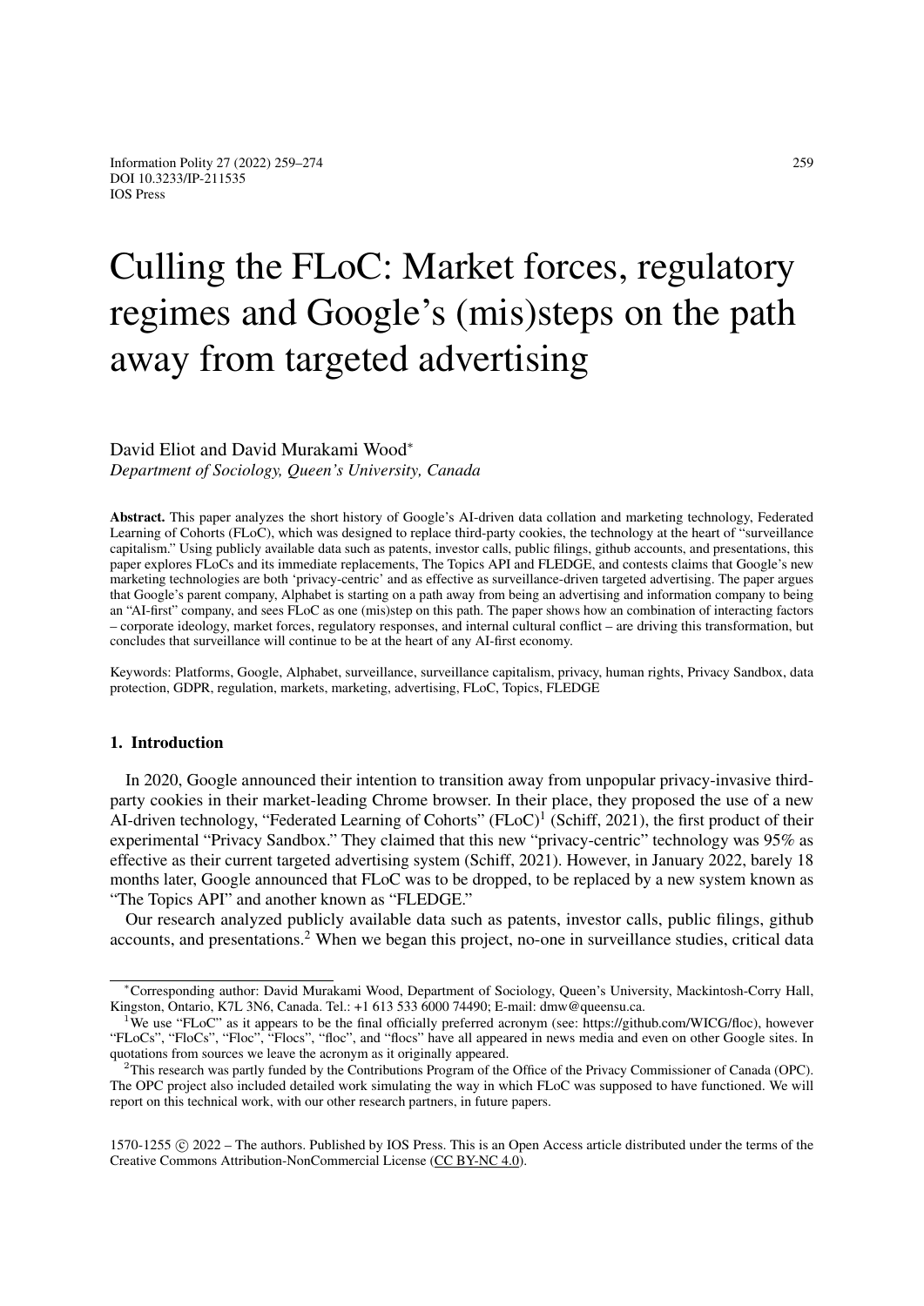# Culling the FLoC: Market forces, regulatory regimes and Google's (mis)steps on the path away from targeted advertising

David Eliot and David Murakami Wood*
*Department of Sociology, Queen's University, Canada*

**Abstract.** This paper analyzes the short history of Google's AI-driven data collation and marketing technology, Federated Learning of Cohorts (FLoC), which was designed to replace third-party cookies, the technology at the heart of "surveillance capitalism." Using publicly available data such as patents, investor calls, public filings, github accounts, and presentations, this paper explores FLoCs and its immediate replacements, The Topics API and FLEDGE, and contests claims that Google's new marketing technologies are both 'privacy-centric' and as effective as surveillance-driven targeted advertising. The paper argues that Google's parent company, Alphabet is starting on a path away from being an advertising and information company to being an "AI-first" company, and sees FLoC as one (mis)step on this path. The paper shows how an combination of interacting factors – corporate ideology, market forces, regulatory responses, and internal cultural conflict – are driving this transformation, but concludes that surveillance will continue to be at the heart of any AI-first economy.

Keywords: Platforms, Google, Alphabet, surveillance, surveillance capitalism, privacy, human rights, Privacy Sandbox, data protection, GDPR, regulation, markets, marketing, advertising, FLoC, Topics, FLEDGE

## 1. Introduction

In 2020, Google announced their intention to transition away from unpopular privacy-invasive third-party cookies in their market-leading Chrome browser. In their place, they proposed the use of a new AI-driven technology, "Federated Learning of Cohorts" (FLoC)[1] (Schiff, 2021), the first product of their experimental "Privacy Sandbox." They claimed that this new "privacy-centric" technology was 95% as effective as their current targeted advertising system (Schiff, 2021). However, in January 2022, barely 18 months later, Google announced that FLoC was to be dropped, to be replaced by a new system known as "The Topics API" and another known as "FLEDGE."

Our research analyzed publicly available data such as patents, investor calls, public filings, github accounts, and presentations.[2] When we began this project, no-one in surveillance studies, critical data

---

*Corresponding author: David Murakami Wood, Department of Sociology, Queen's University, Mackintosh-Corry Hall, Kingston, Ontario, K7L 3N6, Canada. Tel.: +1 613 533 6000 74490; E-mail: dmw@queensu.ca.

[1] We use "FLoC" as it appears to be the final officially preferred acronym (see: https://github.com/WICG/floc), however "FLoCs", "FloCs", "Floc", "Flocs", "floc", and "flocs" have all appeared in news media and even on other Google sites. In quotations from sources we leave the acronym as it originally appeared.

[2] This research was partly funded by the Contributions Program of the Office of the Privacy Commissioner of Canada (OPC). The OPC project also included detailed work simulating the way in which FLoC was supposed to have functioned. We will report on this technical work, with our other research partners, in future papers.

1570-1255 © 2022 – The authors. Published by IOS Press. This is an Open Access article distributed under the terms of the Creative Commons Attribution-NonCommercial License (CC BY-NC 4.0).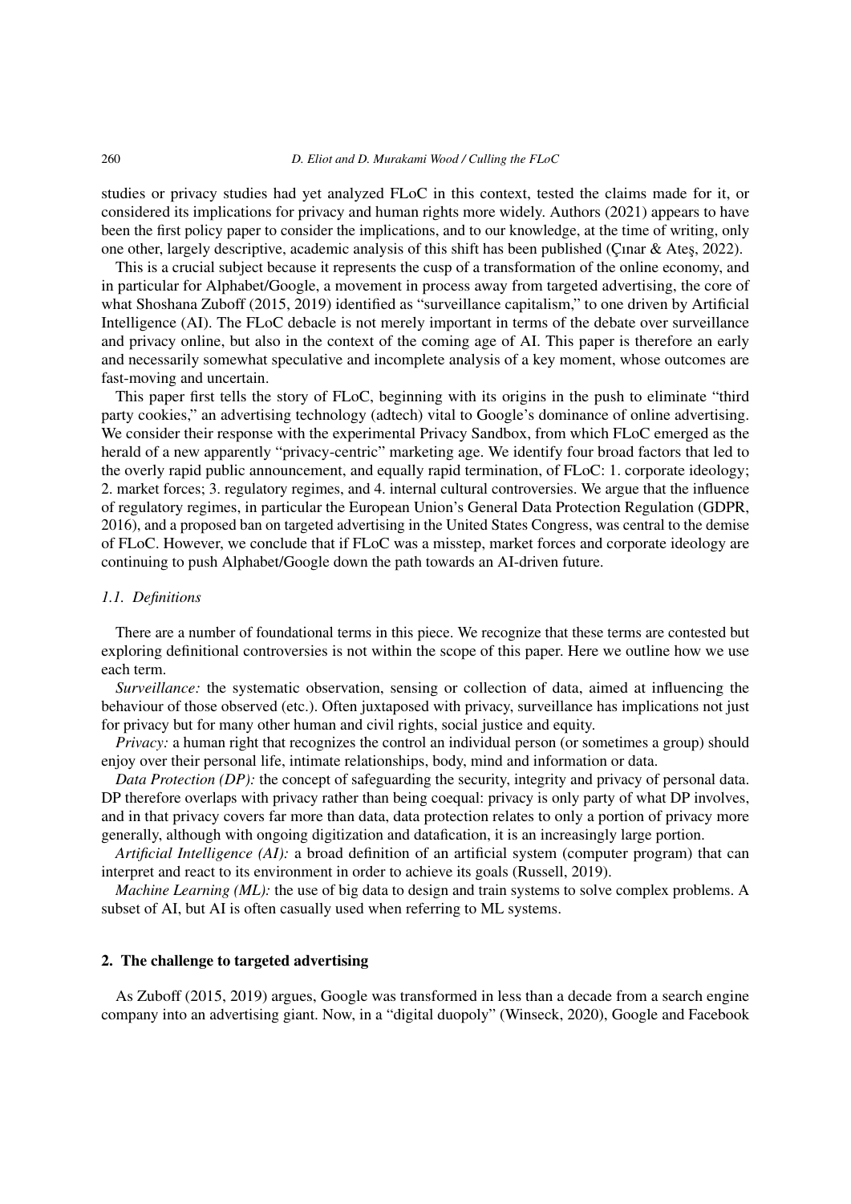studies or privacy studies had yet analyzed FLoC in this context, tested the claims made for it, or considered its implications for privacy and human rights more widely. Authors (2021) appears to have been the first policy paper to consider the implications, and to our knowledge, at the time of writing, only one other, largely descriptive, academic analysis of this shift has been published (Çınar & Ateş, 2022).

This is a crucial subject because it represents the cusp of a transformation of the online economy, and in particular for Alphabet/Google, a movement in process away from targeted advertising, the core of what Shoshana Zuboff (2015, 2019) identified as "surveillance capitalism," to one driven by Artificial Intelligence (AI). The FLoC debacle is not merely important in terms of the debate over surveillance and privacy online, but also in the context of the coming age of AI. This paper is therefore an early and necessarily somewhat speculative and incomplete analysis of a key moment, whose outcomes are fast-moving and uncertain.

This paper first tells the story of FLoC, beginning with its origins in the push to eliminate "third party cookies," an advertising technology (adtech) vital to Google's dominance of online advertising. We consider their response with the experimental Privacy Sandbox, from which FLoC emerged as the herald of a new apparently "privacy-centric" marketing age. We identify four broad factors that led to the overly rapid public announcement, and equally rapid termination, of FLoC: 1. corporate ideology; 2. market forces; 3. regulatory regimes, and 4. internal cultural controversies. We argue that the influence of regulatory regimes, in particular the European Union's General Data Protection Regulation (GDPR, 2016), and a proposed ban on targeted advertising in the United States Congress, was central to the demise of FLoC. However, we conclude that if FLoC was a misstep, market forces and corporate ideology are continuing to push Alphabet/Google down the path towards an AI-driven future.

### 1.1. Definitions

There are a number of foundational terms in this piece. We recognize that these terms are contested but exploring definitional controversies is not within the scope of this paper. Here we outline how we use each term.

*Surveillance:* the systematic observation, sensing or collection of data, aimed at influencing the behaviour of those observed (etc.). Often juxtaposed with privacy, surveillance has implications not just for privacy but for many other human and civil rights, social justice and equity.

*Privacy:* a human right that recognizes the control an individual person (or sometimes a group) should enjoy over their personal life, intimate relationships, body, mind and information or data.

*Data Protection (DP):* the concept of safeguarding the security, integrity and privacy of personal data. DP therefore overlaps with privacy rather than being coequal: privacy is only party of what DP involves, and in that privacy covers far more than data, data protection relates to only a portion of privacy more generally, although with ongoing digitization and datafication, it is an increasingly large portion.

*Artificial Intelligence (AI):* a broad definition of an artificial system (computer program) that can interpret and react to its environment in order to achieve its goals (Russell, 2019).

*Machine Learning (ML):* the use of big data to design and train systems to solve complex problems. A subset of AI, but AI is often casually used when referring to ML systems.

## 2. The challenge to targeted advertising

As Zuboff (2015, 2019) argues, Google was transformed in less than a decade from a search engine company into an advertising giant. Now, in a "digital duopoly" (Winseck, 2020), Google and Facebook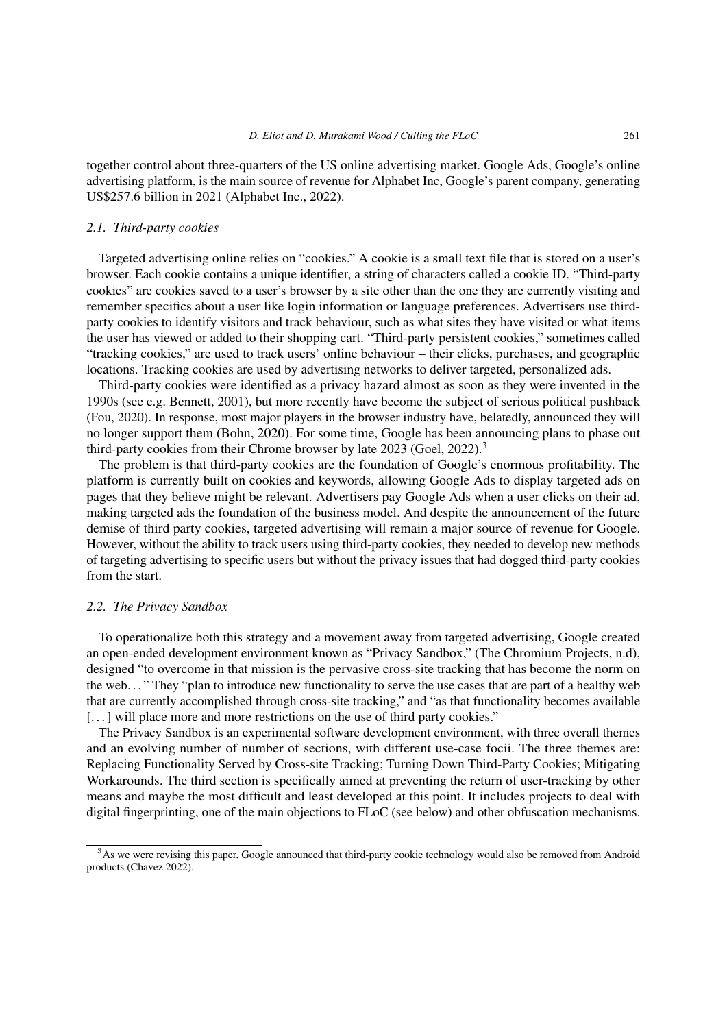together control about three-quarters of the US online advertising market. Google Ads, Google's online advertising platform, is the main source of revenue for Alphabet Inc, Google's parent company, generating US$257.6 billion in 2021 (Alphabet Inc., 2022).

### 2.1. Third-party cookies

Targeted advertising online relies on "cookies." A cookie is a small text file that is stored on a user's browser. Each cookie contains a unique identifier, a string of characters called a cookie ID. "Third-party cookies" are cookies saved to a user's browser by a site other than the one they are currently visiting and remember specifics about a user like login information or language preferences. Advertisers use third-party cookies to identify visitors and track behaviour, such as what sites they have visited or what items the user has viewed or added to their shopping cart. "Third-party persistent cookies," sometimes called "tracking cookies," are used to track users' online behaviour – their clicks, purchases, and geographic locations. Tracking cookies are used by advertising networks to deliver targeted, personalized ads.

Third-party cookies were identified as a privacy hazard almost as soon as they were invented in the 1990s (see e.g. Bennett, 2001), but more recently have become the subject of serious political pushback (Fou, 2020). In response, most major players in the browser industry have, belatedly, announced they will no longer support them (Bohn, 2020). For some time, Google has been announcing plans to phase out third-party cookies from their Chrome browser by late 2023 (Goel, 2022).[3]

The problem is that third-party cookies are the foundation of Google's enormous profitability. The platform is currently built on cookies and keywords, allowing Google Ads to display targeted ads on pages that they believe might be relevant. Advertisers pay Google Ads when a user clicks on their ad, making targeted ads the foundation of the business model. And despite the announcement of the future demise of third party cookies, targeted advertising will remain a major source of revenue for Google. However, without the ability to track users using third-party cookies, they needed to develop new methods of targeting advertising to specific users but without the privacy issues that had dogged third-party cookies from the start.

### 2.2. The Privacy Sandbox

To operationalize both this strategy and a movement away from targeted advertising, Google created an open-ended development environment known as "Privacy Sandbox," (The Chromium Projects, n.d), designed "to overcome in that mission is the pervasive cross-site tracking that has become the norm on the web..." They "plan to introduce new functionality to serve the use cases that are part of a healthy web that are currently accomplished through cross-site tracking," and "as that functionality becomes available [...] will place more and more restrictions on the use of third party cookies."

The Privacy Sandbox is an experimental software development environment, with three overall themes and an evolving number of number of sections, with different use-case focii. The three themes are: Replacing Functionality Served by Cross-site Tracking; Turning Down Third-Party Cookies; Mitigating Workarounds. The third section is specifically aimed at preventing the return of user-tracking by other means and maybe the most difficult and least developed at this point. It includes projects to deal with digital fingerprinting, one of the main objections to FLoC (see below) and other obfuscation mechanisms.

[3] As we were revising this paper, Google announced that third-party cookie technology would also be removed from Android products (Chavez 2022).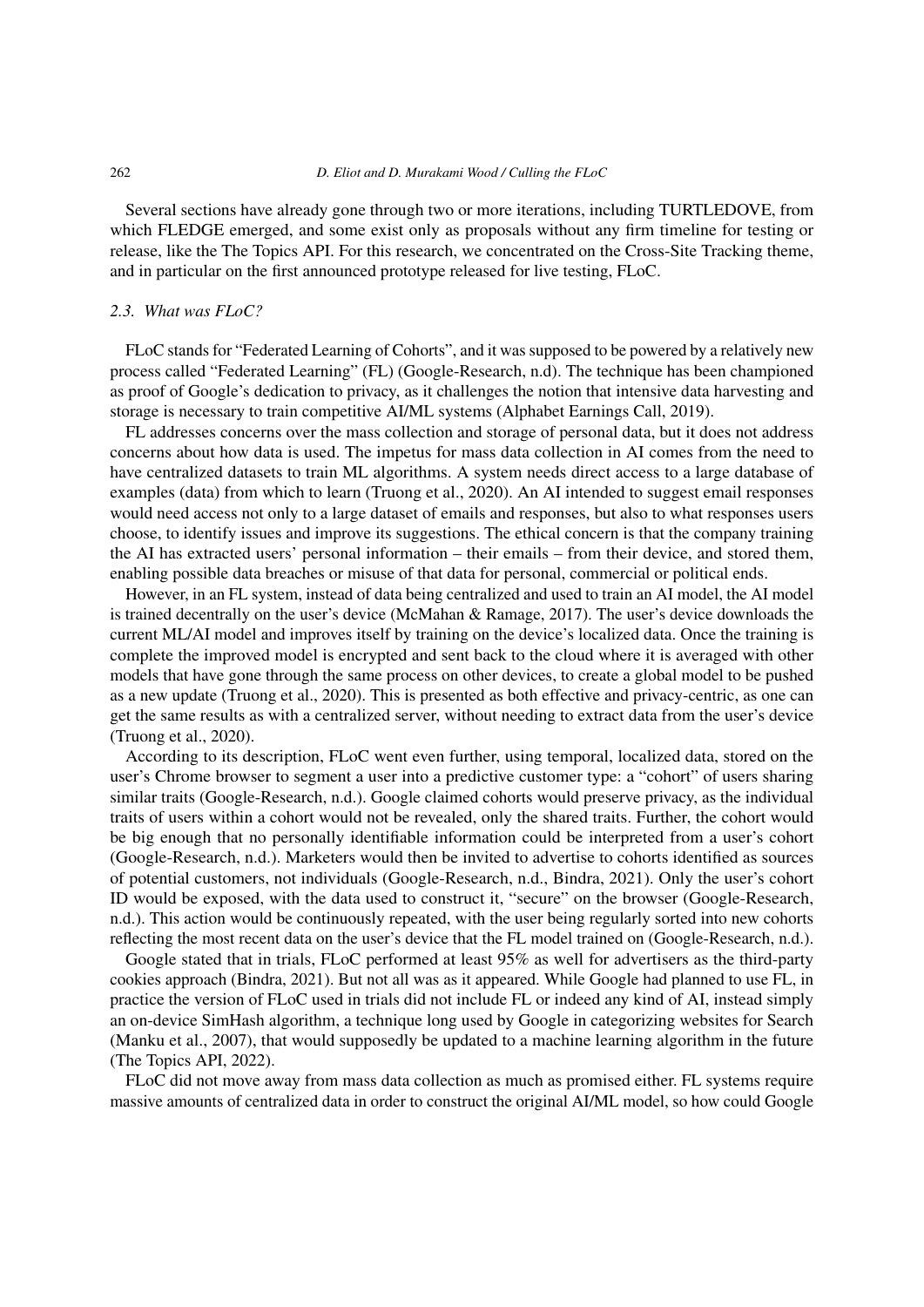Several sections have already gone through two or more iterations, including TURTLEDOVE, from which FLEDGE emerged, and some exist only as proposals without any firm timeline for testing or release, like the The Topics API. For this research, we concentrated on the Cross-Site Tracking theme, and in particular on the first announced prototype released for live testing, FLoC.

### *2.3. What was FLoC?*

FLoC stands for "Federated Learning of Cohorts", and it was supposed to be powered by a relatively new process called "Federated Learning" (FL) (Google-Research, n.d). The technique has been championed as proof of Google's dedication to privacy, as it challenges the notion that intensive data harvesting and storage is necessary to train competitive AI/ML systems (Alphabet Earnings Call, 2019).

FL addresses concerns over the mass collection and storage of personal data, but it does not address concerns about how data is used. The impetus for mass data collection in AI comes from the need to have centralized datasets to train ML algorithms. A system needs direct access to a large database of examples (data) from which to learn (Truong et al., 2020). An AI intended to suggest email responses would need access not only to a large dataset of emails and responses, but also to what responses users choose, to identify issues and improve its suggestions. The ethical concern is that the company training the AI has extracted users' personal information – their emails – from their device, and stored them, enabling possible data breaches or misuse of that data for personal, commercial or political ends.

However, in an FL system, instead of data being centralized and used to train an AI model, the AI model is trained decentrally on the user's device (McMahan & Ramage, 2017). The user's device downloads the current ML/AI model and improves itself by training on the device's localized data. Once the training is complete the improved model is encrypted and sent back to the cloud where it is averaged with other models that have gone through the same process on other devices, to create a global model to be pushed as a new update (Truong et al., 2020). This is presented as both effective and privacy-centric, as one can get the same results as with a centralized server, without needing to extract data from the user's device (Truong et al., 2020).

According to its description, FLoC went even further, using temporal, localized data, stored on the user's Chrome browser to segment a user into a predictive customer type: a "cohort" of users sharing similar traits (Google-Research, n.d.). Google claimed cohorts would preserve privacy, as the individual traits of users within a cohort would not be revealed, only the shared traits. Further, the cohort would be big enough that no personally identifiable information could be interpreted from a user's cohort (Google-Research, n.d.). Marketers would then be invited to advertise to cohorts identified as sources of potential customers, not individuals (Google-Research, n.d., Bindra, 2021). Only the user's cohort ID would be exposed, with the data used to construct it, "secure" on the browser (Google-Research, n.d.). This action would be continuously repeated, with the user being regularly sorted into new cohorts reflecting the most recent data on the user's device that the FL model trained on (Google-Research, n.d.).

Google stated that in trials, FLoC performed at least 95% as well for advertisers as the third-party cookies approach (Bindra, 2021). But not all was as it appeared. While Google had planned to use FL, in practice the version of FLoC used in trials did not include FL or indeed any kind of AI, instead simply an on-device SimHash algorithm, a technique long used by Google in categorizing websites for Search (Manku et al., 2007), that would supposedly be updated to a machine learning algorithm in the future (The Topics API, 2022).

FLoC did not move away from mass data collection as much as promised either. FL systems require massive amounts of centralized data in order to construct the original AI/ML model, so how could Google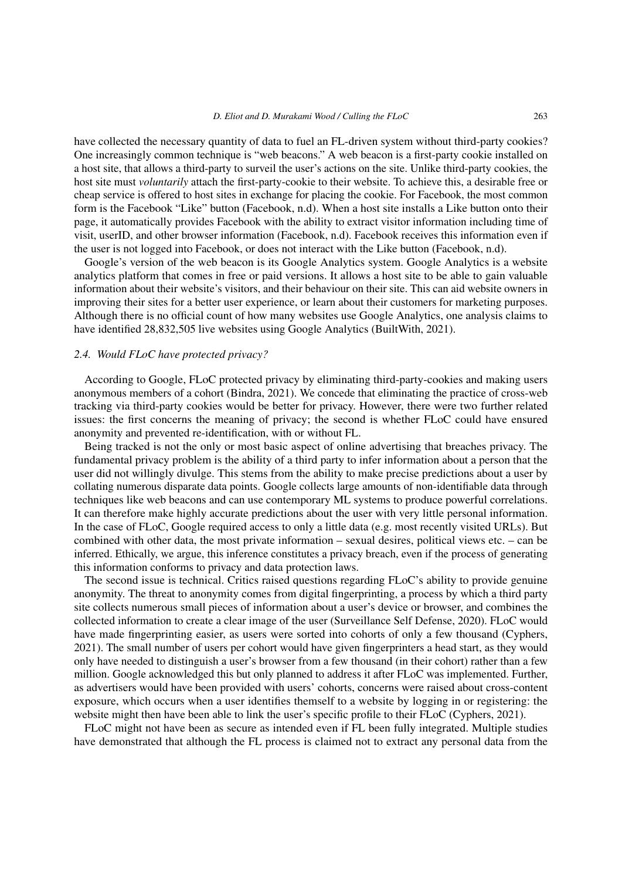have collected the necessary quantity of data to fuel an FL-driven system without third-party cookies? One increasingly common technique is "web beacons." A web beacon is a first-party cookie installed on a host site, that allows a third-party to surveil the user's actions on the site. Unlike third-party cookies, the host site must *voluntarily* attach the first-party-cookie to their website. To achieve this, a desirable free or cheap service is offered to host sites in exchange for placing the cookie. For Facebook, the most common form is the Facebook "Like" button (Facebook, n.d). When a host site installs a Like button onto their page, it automatically provides Facebook with the ability to extract visitor information including time of visit, userID, and other browser information (Facebook, n.d). Facebook receives this information even if the user is not logged into Facebook, or does not interact with the Like button (Facebook, n.d).

Google's version of the web beacon is its Google Analytics system. Google Analytics is a website analytics platform that comes in free or paid versions. It allows a host site to be able to gain valuable information about their website's visitors, and their behaviour on their site. This can aid website owners in improving their sites for a better user experience, or learn about their customers for marketing purposes. Although there is no official count of how many websites use Google Analytics, one analysis claims to have identified 28,832,505 live websites using Google Analytics (BuiltWith, 2021).

### *2.4. Would FLoC have protected privacy?*

According to Google, FLoC protected privacy by eliminating third-party-cookies and making users anonymous members of a cohort (Bindra, 2021). We concede that eliminating the practice of cross-web tracking via third-party cookies would be better for privacy. However, there were two further related issues: the first concerns the meaning of privacy; the second is whether FLoC could have ensured anonymity and prevented re-identification, with or without FL.

Being tracked is not the only or most basic aspect of online advertising that breaches privacy. The fundamental privacy problem is the ability of a third party to infer information about a person that the user did not willingly divulge. This stems from the ability to make precise predictions about a user by collating numerous disparate data points. Google collects large amounts of non-identifiable data through techniques like web beacons and can use contemporary ML systems to produce powerful correlations. It can therefore make highly accurate predictions about the user with very little personal information. In the case of FLoC, Google required access to only a little data (e.g. most recently visited URLs). But combined with other data, the most private information – sexual desires, political views etc. – can be inferred. Ethically, we argue, this inference constitutes a privacy breach, even if the process of generating this information conforms to privacy and data protection laws.

The second issue is technical. Critics raised questions regarding FLoC's ability to provide genuine anonymity. The threat to anonymity comes from digital fingerprinting, a process by which a third party site collects numerous small pieces of information about a user's device or browser, and combines the collected information to create a clear image of the user (Surveillance Self Defense, 2020). FLoC would have made fingerprinting easier, as users were sorted into cohorts of only a few thousand (Cyphers, 2021). The small number of users per cohort would have given fingerprinters a head start, as they would only have needed to distinguish a user's browser from a few thousand (in their cohort) rather than a few million. Google acknowledged this but only planned to address it after FLoC was implemented. Further, as advertisers would have been provided with users' cohorts, concerns were raised about cross-content exposure, which occurs when a user identifies themself to a website by logging in or registering: the website might then have been able to link the user's specific profile to their FLoC (Cyphers, 2021).

FLoC might not have been as secure as intended even if FL been fully integrated. Multiple studies have demonstrated that although the FL process is claimed not to extract any personal data from the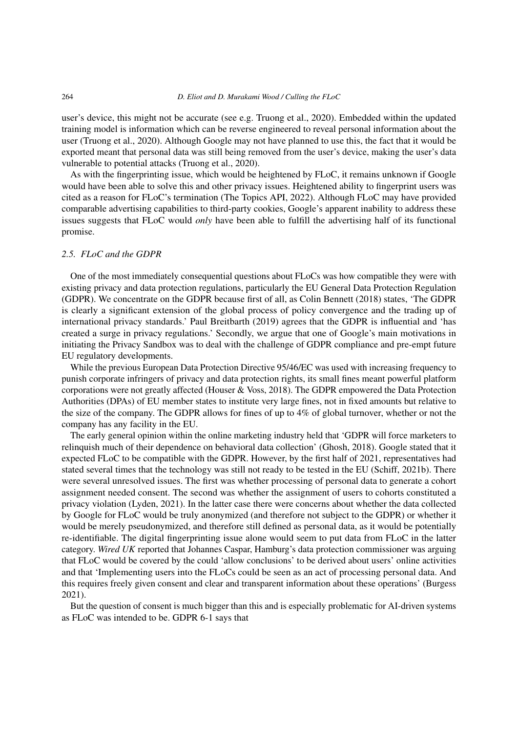user's device, this might not be accurate (see e.g. Truong et al., 2020). Embedded within the updated training model is information which can be reverse engineered to reveal personal information about the user (Truong et al., 2020). Although Google may not have planned to use this, the fact that it would be exported meant that personal data was still being removed from the user's device, making the user's data vulnerable to potential attacks (Truong et al., 2020).

As with the fingerprinting issue, which would be heightened by FLoC, it remains unknown if Google would have been able to solve this and other privacy issues. Heightened ability to fingerprint users was cited as a reason for FLoC's termination (The Topics API, 2022). Although FLoC may have provided comparable advertising capabilities to third-party cookies, Google's apparent inability to address these issues suggests that FLoC would *only* have been able to fulfill the advertising half of its functional promise.

### *2.5. FLoC and the GDPR*

One of the most immediately consequential questions about FLoCs was how compatible they were with existing privacy and data protection regulations, particularly the EU General Data Protection Regulation (GDPR). We concentrate on the GDPR because first of all, as Colin Bennett (2018) states, 'The GDPR is clearly a significant extension of the global process of policy convergence and the trading up of international privacy standards.' Paul Breitbarth (2019) agrees that the GDPR is influential and 'has created a surge in privacy regulations.' Secondly, we argue that one of Google's main motivations in initiating the Privacy Sandbox was to deal with the challenge of GDPR compliance and pre-empt future EU regulatory developments.

While the previous European Data Protection Directive 95/46/EC was used with increasing frequency to punish corporate infringers of privacy and data protection rights, its small fines meant powerful platform corporations were not greatly affected (Houser & Voss, 2018). The GDPR empowered the Data Protection Authorities (DPAs) of EU member states to institute very large fines, not in fixed amounts but relative to the size of the company. The GDPR allows for fines of up to 4% of global turnover, whether or not the company has any facility in the EU.

The early general opinion within the online marketing industry held that 'GDPR will force marketers to relinquish much of their dependence on behavioral data collection' (Ghosh, 2018). Google stated that it expected FLoC to be compatible with the GDPR. However, by the first half of 2021, representatives had stated several times that the technology was still not ready to be tested in the EU (Schiff, 2021b). There were several unresolved issues. The first was whether processing of personal data to generate a cohort assignment needed consent. The second was whether the assignment of users to cohorts constituted a privacy violation (Lyden, 2021). In the latter case there were concerns about whether the data collected by Google for FLoC would be truly anonymized (and therefore not subject to the GDPR) or whether it would be merely pseudonymized, and therefore still defined as personal data, as it would be potentially re-identifiable. The digital fingerprinting issue alone would seem to put data from FLoC in the latter category. *Wired UK* reported that Johannes Caspar, Hamburg's data protection commissioner was arguing that FLoC would be covered by the could 'allow conclusions' to be derived about users' online activities and that 'Implementing users into the FLoCs could be seen as an act of processing personal data. And this requires freely given consent and clear and transparent information about these operations' (Burgess 2021).

But the question of consent is much bigger than this and is especially problematic for AI-driven systems as FLoC was intended to be. GDPR 6-1 says that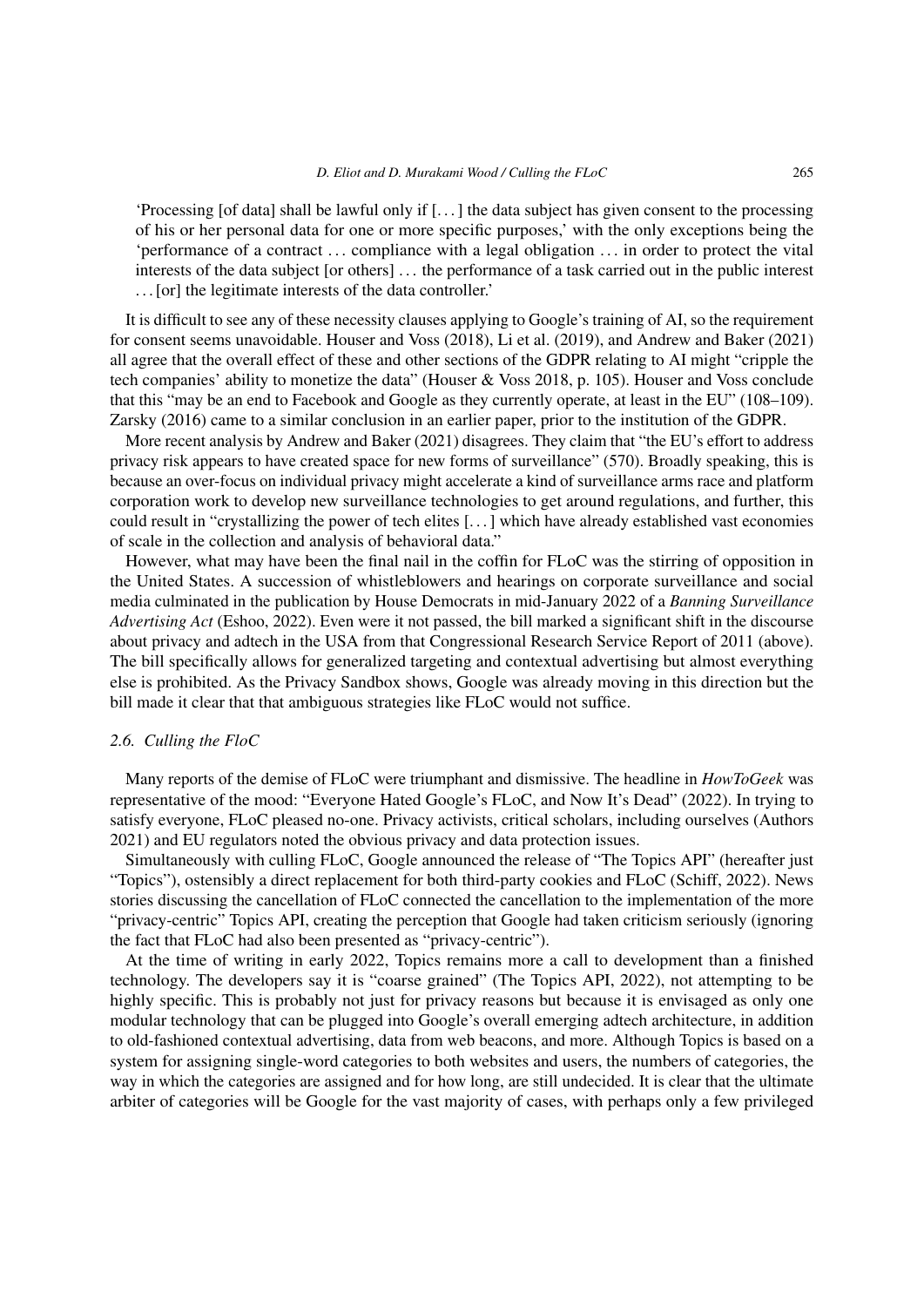> 'Processing [of data] shall be lawful only if [...] the data subject has given consent to the processing of his or her personal data for one or more specific purposes,' with the only exceptions being the 'performance of a contract ... compliance with a legal obligation ... in order to protect the vital interests of the data subject [or others] ... the performance of a task carried out in the public interest ... [or] the legitimate interests of the data controller.'

It is difficult to see any of these necessity clauses applying to Google's training of AI, so the requirement for consent seems unavoidable. Houser and Voss (2018), Li et al. (2019), and Andrew and Baker (2021) all agree that the overall effect of these and other sections of the GDPR relating to AI might "cripple the tech companies' ability to monetize the data" (Houser & Voss 2018, p. 105). Houser and Voss conclude that this "may be an end to Facebook and Google as they currently operate, at least in the EU" (108–109). Zarsky (2016) came to a similar conclusion in an earlier paper, prior to the institution of the GDPR.

More recent analysis by Andrew and Baker (2021) disagrees. They claim that "the EU's effort to address privacy risk appears to have created space for new forms of surveillance" (570). Broadly speaking, this is because an over-focus on individual privacy might accelerate a kind of surveillance arms race and platform corporation work to develop new surveillance technologies to get around regulations, and further, this could result in "crystallizing the power of tech elites [...] which have already established vast economies of scale in the collection and analysis of behavioral data."

However, what may have been the final nail in the coffin for FLoC was the stirring of opposition in the United States. A succession of whistleblowers and hearings on corporate surveillance and social media culminated in the publication by House Democrats in mid-January 2022 of a *Banning Surveillance Advertising Act* (Eshoo, 2022). Even were it not passed, the bill marked a significant shift in the discourse about privacy and adtech in the USA from that Congressional Research Service Report of 2011 (above). The bill specifically allows for generalized targeting and contextual advertising but almost everything else is prohibited. As the Privacy Sandbox shows, Google was already moving in this direction but the bill made it clear that that ambiguous strategies like FLoC would not suffice.

### 2.6. Culling the FloC

Many reports of the demise of FLoC were triumphant and dismissive. The headline in *HowToGeek* was representative of the mood: "Everyone Hated Google's FLoC, and Now It's Dead" (2022). In trying to satisfy everyone, FLoC pleased no-one. Privacy activists, critical scholars, including ourselves (Authors 2021) and EU regulators noted the obvious privacy and data protection issues.

Simultaneously with culling FLoC, Google announced the release of "The Topics API" (hereafter just "Topics"), ostensibly a direct replacement for both third-party cookies and FLoC (Schiff, 2022). News stories discussing the cancellation of FLoC connected the cancellation to the implementation of the more "privacy-centric" Topics API, creating the perception that Google had taken criticism seriously (ignoring the fact that FLoC had also been presented as "privacy-centric").

At the time of writing in early 2022, Topics remains more a call to development than a finished technology. The developers say it is "coarse grained" (The Topics API, 2022), not attempting to be highly specific. This is probably not just for privacy reasons but because it is envisaged as only one modular technology that can be plugged into Google's overall emerging adtech architecture, in addition to old-fashioned contextual advertising, data from web beacons, and more. Although Topics is based on a system for assigning single-word categories to both websites and users, the numbers of categories, the way in which the categories are assigned and for how long, are still undecided. It is clear that the ultimate arbiter of categories will be Google for the vast majority of cases, with perhaps only a few privileged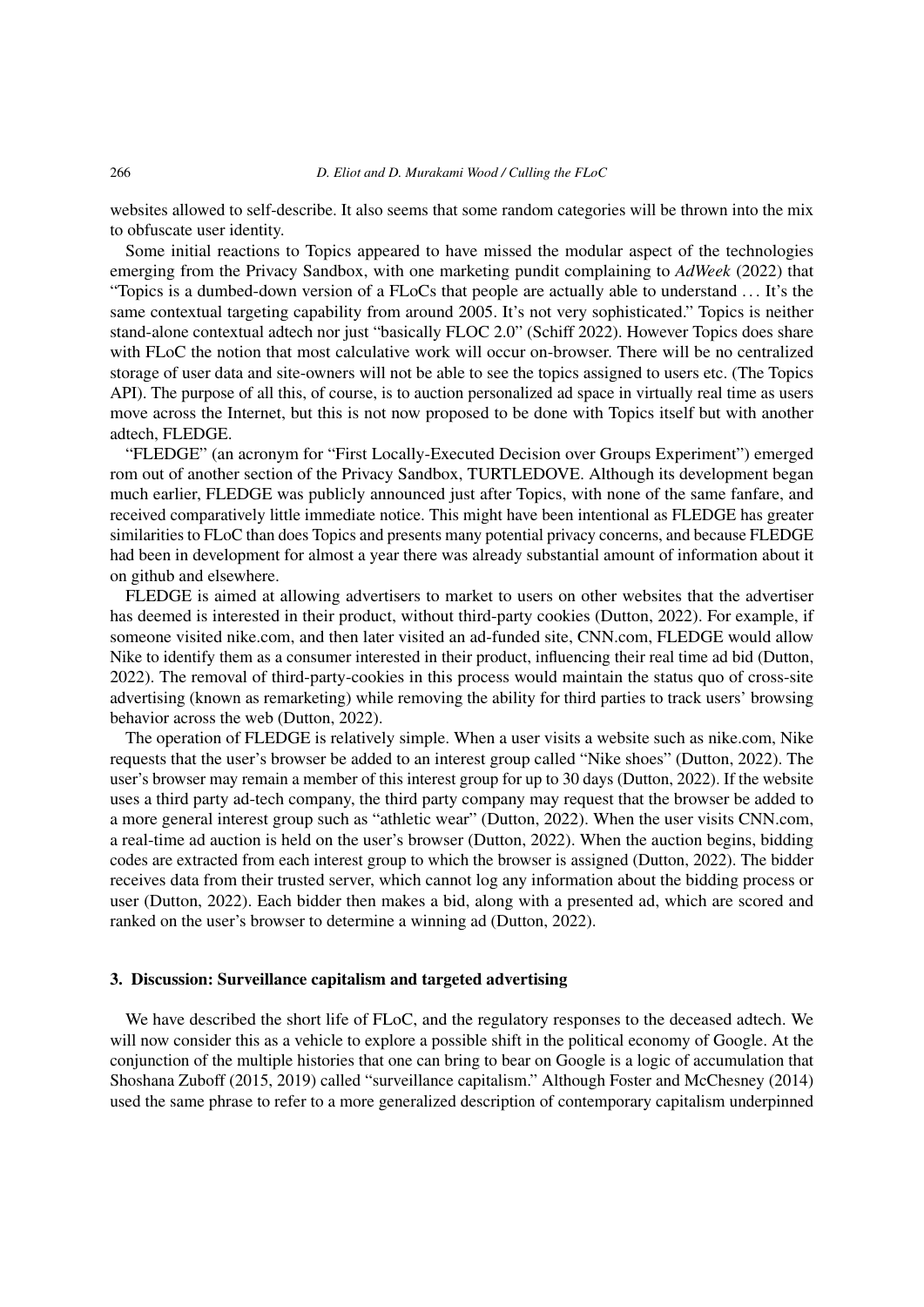websites allowed to self-describe. It also seems that some random categories will be thrown into the mix to obfuscate user identity.

Some initial reactions to Topics appeared to have missed the modular aspect of the technologies emerging from the Privacy Sandbox, with one marketing pundit complaining to *AdWeek* (2022) that "Topics is a dumbed-down version of a FLoCs that people are actually able to understand … It's the same contextual targeting capability from around 2005. It's not very sophisticated." Topics is neither stand-alone contextual adtech nor just "basically FLOC 2.0" (Schiff 2022). However Topics does share with FLoC the notion that most calculative work will occur on-browser. There will be no centralized storage of user data and site-owners will not be able to see the topics assigned to users etc. (The Topics API). The purpose of all this, of course, is to auction personalized ad space in virtually real time as users move across the Internet, but this is not now proposed to be done with Topics itself but with another adtech, FLEDGE.

"FLEDGE" (an acronym for "First Locally-Executed Decision over Groups Experiment") emerged rom out of another section of the Privacy Sandbox, TURTLEDOVE. Although its development began much earlier, FLEDGE was publicly announced just after Topics, with none of the same fanfare, and received comparatively little immediate notice. This might have been intentional as FLEDGE has greater similarities to FLoC than does Topics and presents many potential privacy concerns, and because FLEDGE had been in development for almost a year there was already substantial amount of information about it on github and elsewhere.

FLEDGE is aimed at allowing advertisers to market to users on other websites that the advertiser has deemed is interested in their product, without third-party cookies (Dutton, 2022). For example, if someone visited nike.com, and then later visited an ad-funded site, CNN.com, FLEDGE would allow Nike to identify them as a consumer interested in their product, influencing their real time ad bid (Dutton, 2022). The removal of third-party-cookies in this process would maintain the status quo of cross-site advertising (known as remarketing) while removing the ability for third parties to track users' browsing behavior across the web (Dutton, 2022).

The operation of FLEDGE is relatively simple. When a user visits a website such as nike.com, Nike requests that the user's browser be added to an interest group called "Nike shoes" (Dutton, 2022). The user's browser may remain a member of this interest group for up to 30 days (Dutton, 2022). If the website uses a third party ad-tech company, the third party company may request that the browser be added to a more general interest group such as "athletic wear" (Dutton, 2022). When the user visits CNN.com, a real-time ad auction is held on the user's browser (Dutton, 2022). When the auction begins, bidding codes are extracted from each interest group to which the browser is assigned (Dutton, 2022). The bidder receives data from their trusted server, which cannot log any information about the bidding process or user (Dutton, 2022). Each bidder then makes a bid, along with a presented ad, which are scored and ranked on the user's browser to determine a winning ad (Dutton, 2022).

## 3. Discussion: Surveillance capitalism and targeted advertising

We have described the short life of FLoC, and the regulatory responses to the deceased adtech. We will now consider this as a vehicle to explore a possible shift in the political economy of Google. At the conjunction of the multiple histories that one can bring to bear on Google is a logic of accumulation that Shoshana Zuboff (2015, 2019) called "surveillance capitalism." Although Foster and McChesney (2014) used the same phrase to refer to a more generalized description of contemporary capitalism underpinned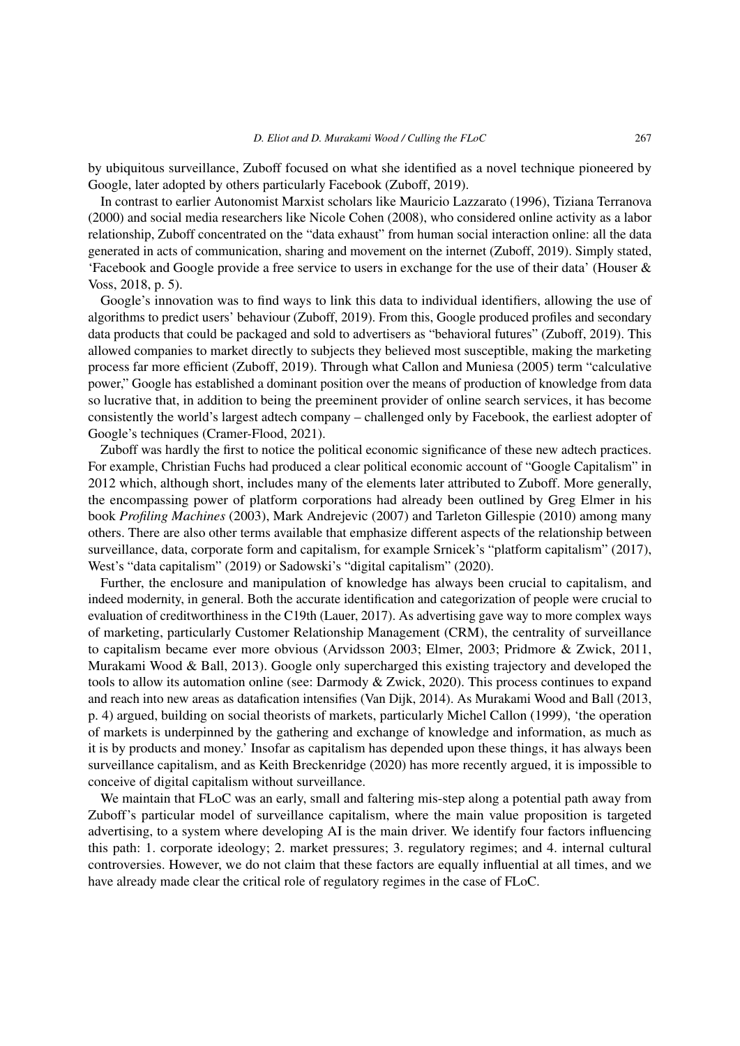by ubiquitous surveillance, Zuboff focused on what she identified as a novel technique pioneered by Google, later adopted by others particularly Facebook (Zuboff, 2019).

In contrast to earlier Autonomist Marxist scholars like Mauricio Lazzarato (1996), Tiziana Terranova (2000) and social media researchers like Nicole Cohen (2008), who considered online activity as a labor relationship, Zuboff concentrated on the "data exhaust" from human social interaction online: all the data generated in acts of communication, sharing and movement on the internet (Zuboff, 2019). Simply stated, 'Facebook and Google provide a free service to users in exchange for the use of their data' (Houser & Voss, 2018, p. 5).

Google's innovation was to find ways to link this data to individual identifiers, allowing the use of algorithms to predict users' behaviour (Zuboff, 2019). From this, Google produced profiles and secondary data products that could be packaged and sold to advertisers as "behavioral futures" (Zuboff, 2019). This allowed companies to market directly to subjects they believed most susceptible, making the marketing process far more efficient (Zuboff, 2019). Through what Callon and Muniesa (2005) term "calculative power," Google has established a dominant position over the means of production of knowledge from data so lucrative that, in addition to being the preeminent provider of online search services, it has become consistently the world's largest adtech company – challenged only by Facebook, the earliest adopter of Google's techniques (Cramer-Flood, 2021).

Zuboff was hardly the first to notice the political economic significance of these new adtech practices. For example, Christian Fuchs had produced a clear political economic account of "Google Capitalism" in 2012 which, although short, includes many of the elements later attributed to Zuboff. More generally, the encompassing power of platform corporations had already been outlined by Greg Elmer in his book *Profiling Machines* (2003), Mark Andrejevic (2007) and Tarleton Gillespie (2010) among many others. There are also other terms available that emphasize different aspects of the relationship between surveillance, data, corporate form and capitalism, for example Srnicek's "platform capitalism" (2017), West's "data capitalism" (2019) or Sadowski's "digital capitalism" (2020).

Further, the enclosure and manipulation of knowledge has always been crucial to capitalism, and indeed modernity, in general. Both the accurate identification and categorization of people were crucial to evaluation of creditworthiness in the C19th (Lauer, 2017). As advertising gave way to more complex ways of marketing, particularly Customer Relationship Management (CRM), the centrality of surveillance to capitalism became ever more obvious (Arvidsson 2003; Elmer, 2003; Pridmore & Zwick, 2011, Murakami Wood & Ball, 2013). Google only supercharged this existing trajectory and developed the tools to allow its automation online (see: Darmody & Zwick, 2020). This process continues to expand and reach into new areas as datafication intensifies (Van Dijk, 2014). As Murakami Wood and Ball (2013, p. 4) argued, building on social theorists of markets, particularly Michel Callon (1999), 'the operation of markets is underpinned by the gathering and exchange of knowledge and information, as much as it is by products and money.' Insofar as capitalism has depended upon these things, it has always been surveillance capitalism, and as Keith Breckenridge (2020) has more recently argued, it is impossible to conceive of digital capitalism without surveillance.

We maintain that FLoC was an early, small and faltering mis-step along a potential path away from Zuboff's particular model of surveillance capitalism, where the main value proposition is targeted advertising, to a system where developing AI is the main driver. We identify four factors influencing this path: 1. corporate ideology; 2. market pressures; 3. regulatory regimes; and 4. internal cultural controversies. However, we do not claim that these factors are equally influential at all times, and we have already made clear the critical role of regulatory regimes in the case of FLoC.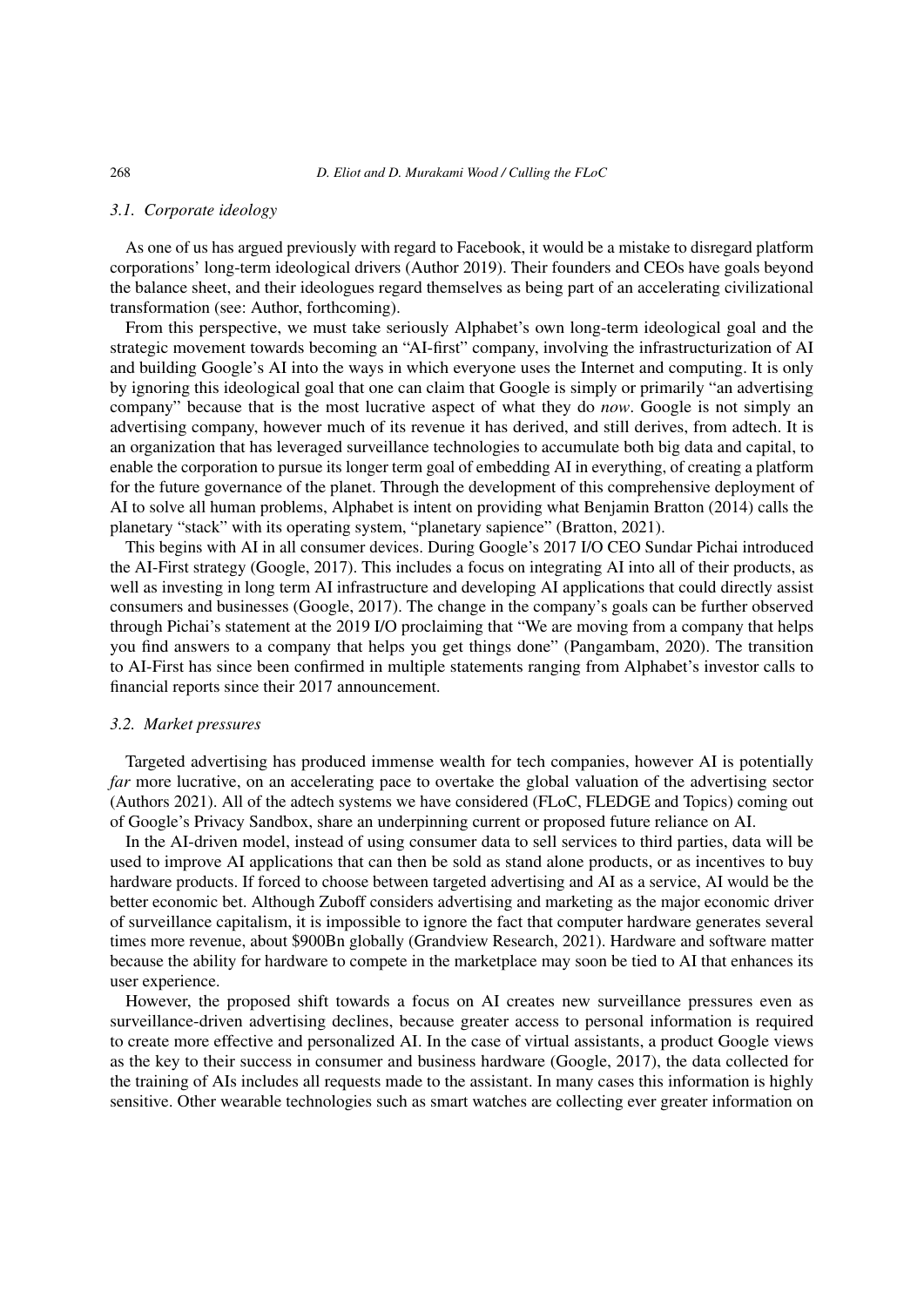### 3.1. Corporate ideology

As one of us has argued previously with regard to Facebook, it would be a mistake to disregard platform corporations' long-term ideological drivers (Author 2019). Their founders and CEOs have goals beyond the balance sheet, and their ideologues regard themselves as being part of an accelerating civilizational transformation (see: Author, forthcoming).

From this perspective, we must take seriously Alphabet's own long-term ideological goal and the strategic movement towards becoming an "AI-first" company, involving the infrastructurization of AI and building Google's AI into the ways in which everyone uses the Internet and computing. It is only by ignoring this ideological goal that one can claim that Google is simply or primarily "an advertising company" because that is the most lucrative aspect of what they do *now*. Google is not simply an advertising company, however much of its revenue it has derived, and still derives, from adtech. It is an organization that has leveraged surveillance technologies to accumulate both big data and capital, to enable the corporation to pursue its longer term goal of embedding AI in everything, of creating a platform for the future governance of the planet. Through the development of this comprehensive deployment of AI to solve all human problems, Alphabet is intent on providing what Benjamin Bratton (2014) calls the planetary "stack" with its operating system, "planetary sapience" (Bratton, 2021).

This begins with AI in all consumer devices. During Google's 2017 I/O CEO Sundar Pichai introduced the AI-First strategy (Google, 2017). This includes a focus on integrating AI into all of their products, as well as investing in long term AI infrastructure and developing AI applications that could directly assist consumers and businesses (Google, 2017). The change in the company's goals can be further observed through Pichai's statement at the 2019 I/O proclaiming that "We are moving from a company that helps you find answers to a company that helps you get things done" (Pangambam, 2020). The transition to AI-First has since been confirmed in multiple statements ranging from Alphabet's investor calls to financial reports since their 2017 announcement.

### 3.2. Market pressures

Targeted advertising has produced immense wealth for tech companies, however AI is potentially *far* more lucrative, on an accelerating pace to overtake the global valuation of the advertising sector (Authors 2021). All of the adtech systems we have considered (FLoC, FLEDGE and Topics) coming out of Google's Privacy Sandbox, share an underpinning current or proposed future reliance on AI.

In the AI-driven model, instead of using consumer data to sell services to third parties, data will be used to improve AI applications that can then be sold as stand alone products, or as incentives to buy hardware products. If forced to choose between targeted advertising and AI as a service, AI would be the better economic bet. Although Zuboff considers advertising and marketing as the major economic driver of surveillance capitalism, it is impossible to ignore the fact that computer hardware generates several times more revenue, about \$900Bn globally (Grandview Research, 2021). Hardware and software matter because the ability for hardware to compete in the marketplace may soon be tied to AI that enhances its user experience.

However, the proposed shift towards a focus on AI creates new surveillance pressures even as surveillance-driven advertising declines, because greater access to personal information is required to create more effective and personalized AI. In the case of virtual assistants, a product Google views as the key to their success in consumer and business hardware (Google, 2017), the data collected for the training of AIs includes all requests made to the assistant. In many cases this information is highly sensitive. Other wearable technologies such as smart watches are collecting ever greater information on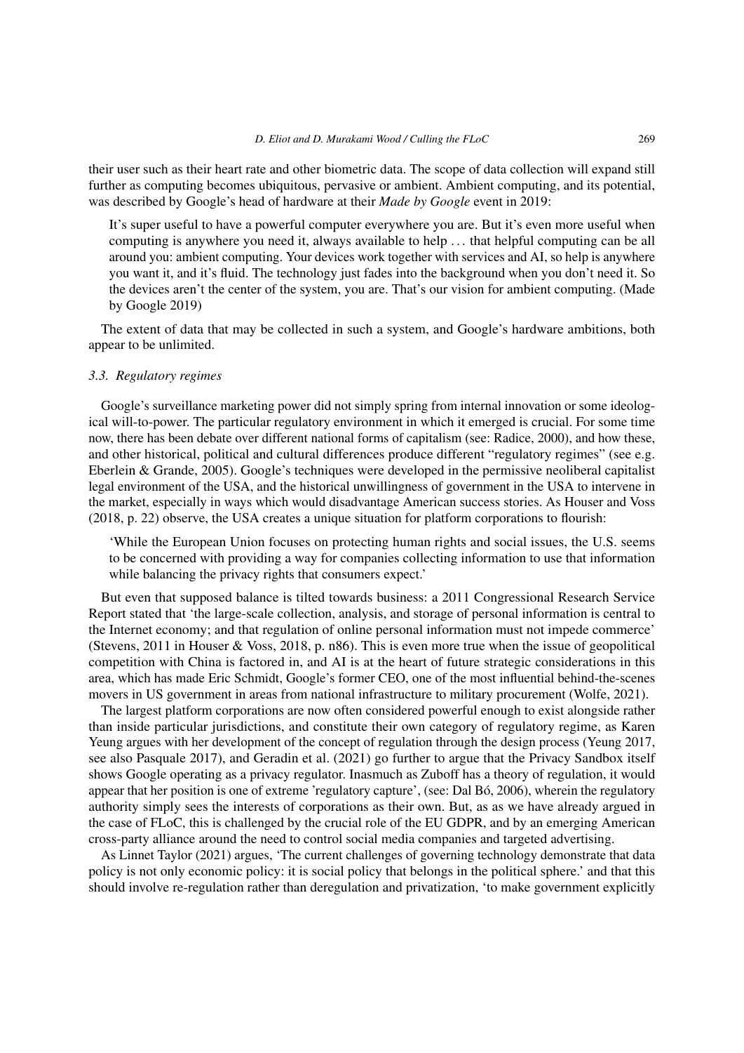their user such as their heart rate and other biometric data. The scope of data collection will expand still further as computing becomes ubiquitous, pervasive or ambient. Ambient computing, and its potential, was described by Google's head of hardware at their *Made by Google* event in 2019:

> It's super useful to have a powerful computer everywhere you are. But it's even more useful when computing is anywhere you need it, always available to help . . . that helpful computing can be all around you: ambient computing. Your devices work together with services and AI, so help is anywhere you want it, and it's fluid. The technology just fades into the background when you don't need it. So the devices aren't the center of the system, you are. That's our vision for ambient computing. (Made by Google 2019)

The extent of data that may be collected in such a system, and Google's hardware ambitions, both appear to be unlimited.

### 3.3. Regulatory regimes

Google's surveillance marketing power did not simply spring from internal innovation or some ideological will-to-power. The particular regulatory environment in which it emerged is crucial. For some time now, there has been debate over different national forms of capitalism (see: Radice, 2000), and how these, and other historical, political and cultural differences produce different "regulatory regimes" (see e.g. Eberlein & Grande, 2005). Google's techniques were developed in the permissive neoliberal capitalist legal environment of the USA, and the historical unwillingness of government in the USA to intervene in the market, especially in ways which would disadvantage American success stories. As Houser and Voss (2018, p. 22) observe, the USA creates a unique situation for platform corporations to flourish:

> 'While the European Union focuses on protecting human rights and social issues, the U.S. seems to be concerned with providing a way for companies collecting information to use that information while balancing the privacy rights that consumers expect.'

But even that supposed balance is tilted towards business: a 2011 Congressional Research Service Report stated that 'the large-scale collection, analysis, and storage of personal information is central to the Internet economy; and that regulation of online personal information must not impede commerce' (Stevens, 2011 in Houser & Voss, 2018, p. n86). This is even more true when the issue of geopolitical competition with China is factored in, and AI is at the heart of future strategic considerations in this area, which has made Eric Schmidt, Google's former CEO, one of the most influential behind-the-scenes movers in US government in areas from national infrastructure to military procurement (Wolfe, 2021).

The largest platform corporations are now often considered powerful enough to exist alongside rather than inside particular jurisdictions, and constitute their own category of regulatory regime, as Karen Yeung argues with her development of the concept of regulation through the design process (Yeung 2017, see also Pasquale 2017), and Geradin et al. (2021) go further to argue that the Privacy Sandbox itself shows Google operating as a privacy regulator. Inasmuch as Zuboff has a theory of regulation, it would appear that her position is one of extreme 'regulatory capture', (see: Dal Bó, 2006), wherein the regulatory authority simply sees the interests of corporations as their own. But, as as we have already argued in the case of FLoC, this is challenged by the crucial role of the EU GDPR, and by an emerging American cross-party alliance around the need to control social media companies and targeted advertising.

As Linnet Taylor (2021) argues, 'The current challenges of governing technology demonstrate that data policy is not only economic policy: it is social policy that belongs in the political sphere.' and that this should involve re-regulation rather than deregulation and privatization, 'to make government explicitly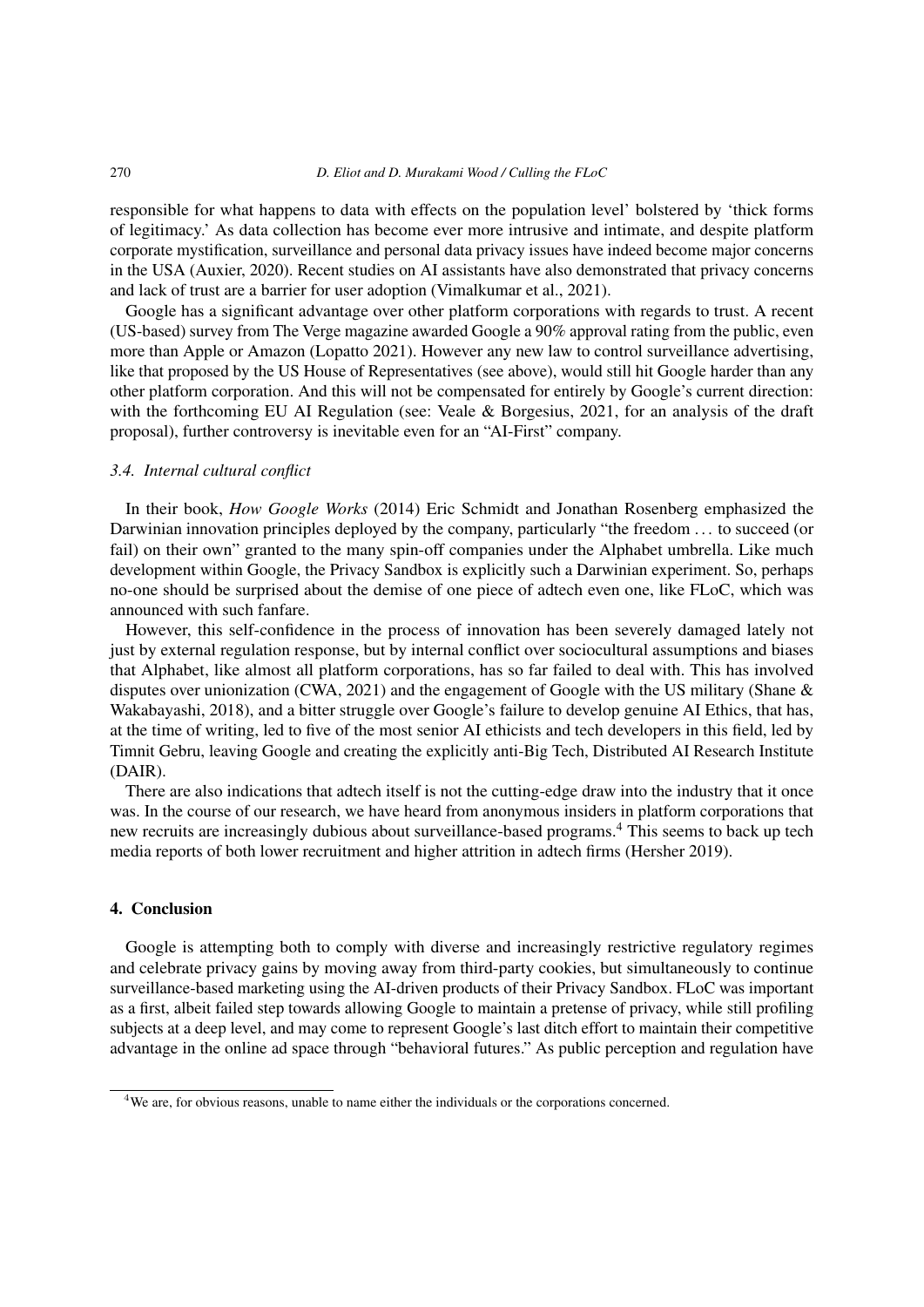responsible for what happens to data with effects on the population level' bolstered by 'thick forms of legitimacy.' As data collection has become ever more intrusive and intimate, and despite platform corporate mystification, surveillance and personal data privacy issues have indeed become major concerns in the USA (Auxier, 2020). Recent studies on AI assistants have also demonstrated that privacy concerns and lack of trust are a barrier for user adoption (Vimalkumar et al., 2021).

Google has a significant advantage over other platform corporations with regards to trust. A recent (US-based) survey from The Verge magazine awarded Google a 90% approval rating from the public, even more than Apple or Amazon (Lopatto 2021). However any new law to control surveillance advertising, like that proposed by the US House of Representatives (see above), would still hit Google harder than any other platform corporation. And this will not be compensated for entirely by Google's current direction: with the forthcoming EU AI Regulation (see: Veale & Borgesius, 2021, for an analysis of the draft proposal), further controversy is inevitable even for an "AI-First" company.

### *3.4. Internal cultural conflict*

In their book, *How Google Works* (2014) Eric Schmidt and Jonathan Rosenberg emphasized the Darwinian innovation principles deployed by the company, particularly "the freedom ... to succeed (or fail) on their own" granted to the many spin-off companies under the Alphabet umbrella. Like much development within Google, the Privacy Sandbox is explicitly such a Darwinian experiment. So, perhaps no-one should be surprised about the demise of one piece of adtech even one, like FLoC, which was announced with such fanfare.

However, this self-confidence in the process of innovation has been severely damaged lately not just by external regulation response, but by internal conflict over sociocultural assumptions and biases that Alphabet, like almost all platform corporations, has so far failed to deal with. This has involved disputes over unionization (CWA, 2021) and the engagement of Google with the US military (Shane & Wakabayashi, 2018), and a bitter struggle over Google's failure to develop genuine AI Ethics, that has, at the time of writing, led to five of the most senior AI ethicists and tech developers in this field, led by Timnit Gebru, leaving Google and creating the explicitly anti-Big Tech, Distributed AI Research Institute (DAIR).

There are also indications that adtech itself is not the cutting-edge draw into the industry that it once was. In the course of our research, we have heard from anonymous insiders in platform corporations that new recruits are increasingly dubious about surveillance-based programs.[4] This seems to back up tech media reports of both lower recruitment and higher attrition in adtech firms (Hersher 2019).

## 4. Conclusion

Google is attempting both to comply with diverse and increasingly restrictive regulatory regimes and celebrate privacy gains by moving away from third-party cookies, but simultaneously to continue surveillance-based marketing using the AI-driven products of their Privacy Sandbox. FLoC was important as a first, albeit failed step towards allowing Google to maintain a pretense of privacy, while still profiling subjects at a deep level, and may come to represent Google's last ditch effort to maintain their competitive advantage in the online ad space through "behavioral futures." As public perception and regulation have

[4]We are, for obvious reasons, unable to name either the individuals or the corporations concerned.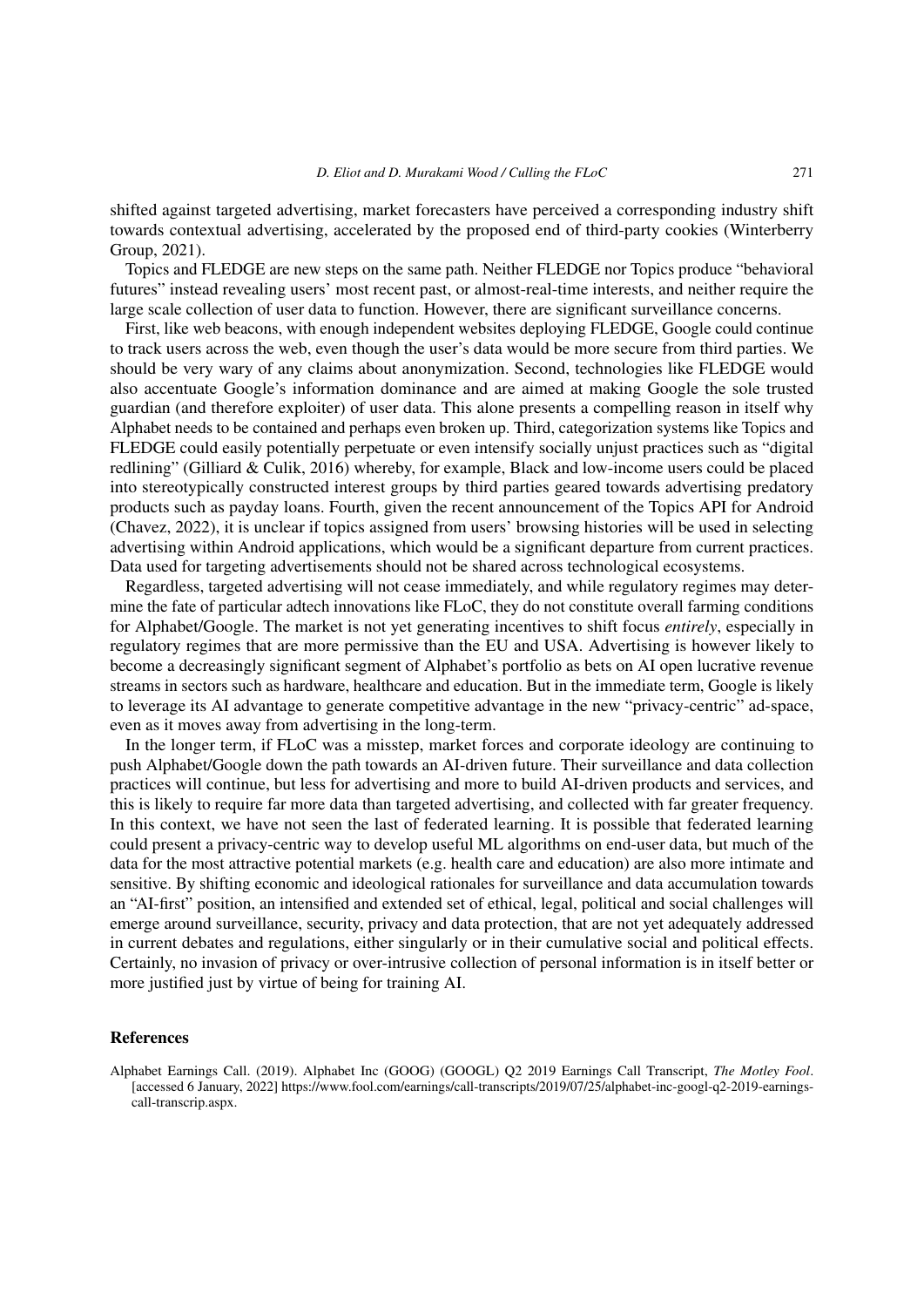shifted against targeted advertising, market forecasters have perceived a corresponding industry shift towards contextual advertising, accelerated by the proposed end of third-party cookies (Winterberry Group, 2021).

Topics and FLEDGE are new steps on the same path. Neither FLEDGE nor Topics produce "behavioral futures" instead revealing users' most recent past, or almost-real-time interests, and neither require the large scale collection of user data to function. However, there are significant surveillance concerns.

First, like web beacons, with enough independent websites deploying FLEDGE, Google could continue to track users across the web, even though the user's data would be more secure from third parties. We should be very wary of any claims about anonymization. Second, technologies like FLEDGE would also accentuate Google's information dominance and are aimed at making Google the sole trusted guardian (and therefore exploiter) of user data. This alone presents a compelling reason in itself why Alphabet needs to be contained and perhaps even broken up. Third, categorization systems like Topics and FLEDGE could easily potentially perpetuate or even intensify socially unjust practices such as "digital redlining" (Gilliard & Culik, 2016) whereby, for example, Black and low-income users could be placed into stereotypically constructed interest groups by third parties geared towards advertising predatory products such as payday loans. Fourth, given the recent announcement of the Topics API for Android (Chavez, 2022), it is unclear if topics assigned from users' browsing histories will be used in selecting advertising within Android applications, which would be a significant departure from current practices. Data used for targeting advertisements should not be shared across technological ecosystems.

Regardless, targeted advertising will not cease immediately, and while regulatory regimes may determine the fate of particular adtech innovations like FLoC, they do not constitute overall farming conditions for Alphabet/Google. The market is not yet generating incentives to shift focus *entirely*, especially in regulatory regimes that are more permissive than the EU and USA. Advertising is however likely to become a decreasingly significant segment of Alphabet's portfolio as bets on AI open lucrative revenue streams in sectors such as hardware, healthcare and education. But in the immediate term, Google is likely to leverage its AI advantage to generate competitive advantage in the new "privacy-centric" ad-space, even as it moves away from advertising in the long-term.

In the longer term, if FLoC was a misstep, market forces and corporate ideology are continuing to push Alphabet/Google down the path towards an AI-driven future. Their surveillance and data collection practices will continue, but less for advertising and more to build AI-driven products and services, and this is likely to require far more data than targeted advertising, and collected with far greater frequency. In this context, we have not seen the last of federated learning. It is possible that federated learning could present a privacy-centric way to develop useful ML algorithms on end-user data, but much of the data for the most attractive potential markets (e.g. health care and education) are also more intimate and sensitive. By shifting economic and ideological rationales for surveillance and data accumulation towards an "AI-first" position, an intensified and extended set of ethical, legal, political and social challenges will emerge around surveillance, security, privacy and data protection, that are not yet adequately addressed in current debates and regulations, either singularly or in their cumulative social and political effects. Certainly, no invasion of privacy or over-intrusive collection of personal information is in itself better or more justified just by virtue of being for training AI.

## References

Alphabet Earnings Call. (2019). Alphabet Inc (GOOG) (GOOGL) Q2 2019 Earnings Call Transcript, *The Motley Fool*. [accessed 6 January, 2022] https://www.fool.com/earnings/call-transcripts/2019/07/25/alphabet-inc-googl-q2-2019-earnings-call-transcrip.aspx.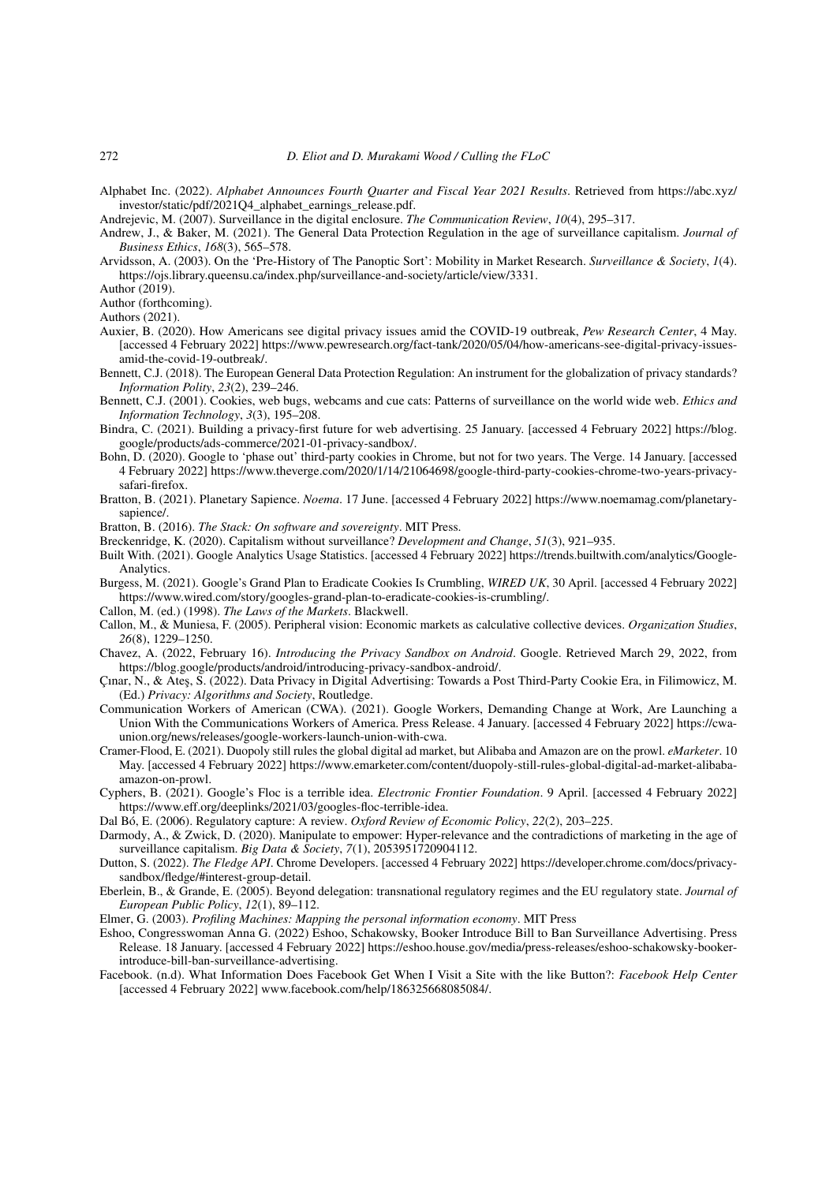Alphabet Inc. (2022). *Alphabet Announces Fourth Quarter and Fiscal Year 2021 Results*. Retrieved from https://abc.xyz/investor/static/pdf/2021Q4_alphabet_earnings_release.pdf.

Andrejevic, M. (2007). Surveillance in the digital enclosure. *The Communication Review*, *10*(4), 295–317.

Andrew, J., & Baker, M. (2021). The General Data Protection Regulation in the age of surveillance capitalism. *Journal of Business Ethics*, *168*(3), 565–578.

Arvidsson, A. (2003). On the 'Pre-History of The Panoptic Sort': Mobility in Market Research. *Surveillance & Society*, *1*(4). https://ojs.library.queensu.ca/index.php/surveillance-and-society/article/view/3331.

Author (2019).

Author (forthcoming).

Authors (2021).

Auxier, B. (2020). How Americans see digital privacy issues amid the COVID-19 outbreak, *Pew Research Center*, 4 May. [accessed 4 February 2022] https://www.pewresearch.org/fact-tank/2020/05/04/how-americans-see-digital-privacy-issues-amid-the-covid-19-outbreak/.

Bennett, C.J. (2018). The European General Data Protection Regulation: An instrument for the globalization of privacy standards? *Information Polity*, *23*(2), 239–246.

Bennett, C.J. (2001). Cookies, web bugs, webcams and cue cats: Patterns of surveillance on the world wide web. *Ethics and Information Technology*, *3*(3), 195–208.

Bindra, C. (2021). Building a privacy-first future for web advertising. 25 January. [accessed 4 February 2022] https://blog.google/products/ads-commerce/2021-01-privacy-sandbox/.

Bohn, D. (2020). Google to 'phase out' third-party cookies in Chrome, but not for two years. The Verge. 14 January. [accessed 4 February 2022] https://www.theverge.com/2020/1/14/21064698/google-third-party-cookies-chrome-two-years-privacy-safari-firefox.

Bratton, B. (2021). Planetary Sapience. *Noema*. 17 June. [accessed 4 February 2022] https://www.noemamag.com/planetary-sapience/.

Bratton, B. (2016). *The Stack: On software and sovereignty*. MIT Press.

Breckenridge, K. (2020). Capitalism without surveillance? *Development and Change*, *51*(3), 921–935.

Built With. (2021). Google Analytics Usage Statistics. [accessed 4 February 2022] https://trends.builtwith.com/analytics/Google-Analytics.

Burgess, M. (2021). Google's Grand Plan to Eradicate Cookies Is Crumbling, *WIRED UK*, 30 April. [accessed 4 February 2022] https://www.wired.com/story/googles-grand-plan-to-eradicate-cookies-is-crumbling/.

Callon, M. (ed.) (1998). *The Laws of the Markets*. Blackwell.

Callon, M., & Muniesa, F. (2005). Peripheral vision: Economic markets as calculative collective devices. *Organization Studies*, *26*(8), 1229–1250.

Chavez, A. (2022, February 16). *Introducing the Privacy Sandbox on Android*. Google. Retrieved March 29, 2022, from https://blog.google/products/android/introducing-privacy-sandbox-android/.

Çınar, N., & Ateş, S. (2022). Data Privacy in Digital Advertising: Towards a Post Third-Party Cookie Era, in Filimowicz, M. (Ed.) *Privacy: Algorithms and Society*, Routledge.

Communication Workers of American (CWA). (2021). Google Workers, Demanding Change at Work, Are Launching a Union With the Communications Workers of America. Press Release. 4 January. [accessed 4 February 2022] https://cwa-union.org/news/releases/google-workers-launch-union-with-cwa.

Cramer-Flood, E. (2021). Duopoly still rules the global digital ad market, but Alibaba and Amazon are on the prowl. *eMarketer*. 10 May. [accessed 4 February 2022] https://www.emarketer.com/content/duopoly-still-rules-global-digital-ad-market-alibaba-amazon-on-prowl.

Cyphers, B. (2021). Google's Floc is a terrible idea. *Electronic Frontier Foundation*. 9 April. [accessed 4 February 2022] https://www.eff.org/deeplinks/2021/03/googles-floc-terrible-idea.

Dal Bó, E. (2006). Regulatory capture: A review. *Oxford Review of Economic Policy*, *22*(2), 203–225.

Darmody, A., & Zwick, D. (2020). Manipulate to empower: Hyper-relevance and the contradictions of marketing in the age of surveillance capitalism. *Big Data & Society*, *7*(1), 2053951720904112.

Dutton, S. (2022). *The Fledge API*. Chrome Developers. [accessed 4 February 2022] https://developer.chrome.com/docs/privacy-sandbox/fledge/#interest-group-detail.

Eberlein, B., & Grande, E. (2005). Beyond delegation: transnational regulatory regimes and the EU regulatory state. *Journal of European Public Policy*, *12*(1), 89–112.

Elmer, G. (2003). *Profiling Machines: Mapping the personal information economy*. MIT Press

Eshoo, Congresswoman Anna G. (2022) Eshoo, Schakowsky, Booker Introduce Bill to Ban Surveillance Advertising. Press Release. 18 January. [accessed 4 February 2022] https://eshoo.house.gov/media/press-releases/eshoo-schakowsky-booker-introduce-bill-ban-surveillance-advertising.

Facebook. (n.d). What Information Does Facebook Get When I Visit a Site with the like Button?: *Facebook Help Center* [accessed 4 February 2022] www.facebook.com/help/186325668085084/.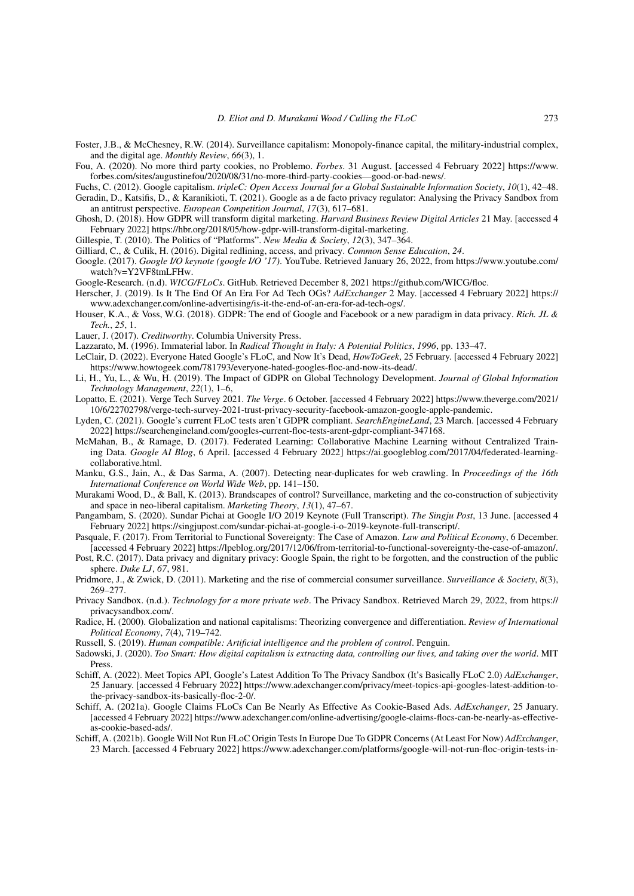Foster, J.B., & McChesney, R.W. (2014). Surveillance capitalism: Monopoly-finance capital, the military-industrial complex, and the digital age. *Monthly Review*, *66*(3), 1.

Fou, A. (2020). No more third party cookies, no Problemo. *Forbes*. 31 August. [accessed 4 February 2022] https://www.forbes.com/sites/augustinefou/2020/08/31/no-more-third-party-cookies—good-or-bad-news/.

Fuchs, C. (2012). Google capitalism. *tripleC: Open Access Journal for a Global Sustainable Information Society*, *10*(1), 42–48.

Geradin, D., Katsifis, D., & Karanikioti, T. (2021). Google as a de facto privacy regulator: Analysing the Privacy Sandbox from an antitrust perspective. *European Competition Journal*, *17*(3), 617–681.

Ghosh, D. (2018). How GDPR will transform digital marketing. *Harvard Business Review Digital Articles* 21 May. [accessed 4 February 2022] https://hbr.org/2018/05/how-gdpr-will-transform-digital-marketing.

Gillespie, T. (2010). The Politics of "Platforms". *New Media & Society*, *12*(3), 347–364.

Gilliard, C., & Culik, H. (2016). Digital redlining, access, and privacy. *Common Sense Education*, *24*.

Google. (2017). *Google I/O keynote (google I/O '17)*. YouTube. Retrieved January 26, 2022, from https://www.youtube.com/watch?v=Y2VF8tmLFHw.

Google-Research. (n.d). *WICG/FLoCs*. GitHub. Retrieved December 8, 2021 https://github.com/WICG/floc.

Herscher, J. (2019). Is It The End Of An Era For Ad Tech OGs? *AdExchanger* 2 May. [accessed 4 February 2022] https://www.adexchanger.com/online-advertising/is-it-the-end-of-an-era-for-ad-tech-ogs/.

Houser, K.A., & Voss, W.G. (2018). GDPR: The end of Google and Facebook or a new paradigm in data privacy. *Rich. JL & Tech.*, *25*, 1.

Lauer, J. (2017). *Creditworthy*. Columbia University Press.

Lazzarato, M. (1996). Immaterial labor. In *Radical Thought in Italy: A Potential Politics*, *1996*, pp. 133–47.

LeClair, D. (2022). Everyone Hated Google's FLoC, and Now It's Dead, *HowToGeek*, 25 February. [accessed 4 February 2022] https://www.howtogeek.com/781793/everyone-hated-googles-floc-and-now-its-dead/.

Li, H., Yu, L., & Wu, H. (2019). The Impact of GDPR on Global Technology Development. *Journal of Global Information Technology Management*, *22*(1), 1–6,

Lopatto, E. (2021). Verge Tech Survey 2021. *The Verge*. 6 October. [accessed 4 February 2022] https://www.theverge.com/2021/10/6/22702798/verge-tech-survey-2021-trust-privacy-security-facebook-amazon-google-apple-pandemic.

Lyden, C. (2021). Google's current FLoC tests aren't GDPR compliant. *SearchEngineLand*, 23 March. [accessed 4 February 2022] https://searchengineland.com/googles-current-floc-tests-arent-gdpr-compliant-347168.

McMahan, B., & Ramage, D. (2017). Federated Learning: Collaborative Machine Learning without Centralized Training Data. *Google AI Blog*, 6 April. [accessed 4 February 2022] https://ai.googleblog.com/2017/04/federated-learning-collaborative.html.

Manku, G.S., Jain, A., & Das Sarma, A. (2007). Detecting near-duplicates for web crawling. In *Proceedings of the 16th International Conference on World Wide Web*, pp. 141–150.

Murakami Wood, D., & Ball, K. (2013). Brandscapes of control? Surveillance, marketing and the co-construction of subjectivity and space in neo-liberal capitalism. *Marketing Theory*, *13*(1), 47–67.

Pangambam, S. (2020). Sundar Pichai at Google I/O 2019 Keynote (Full Transcript). *The Singju Post*, 13 June. [accessed 4 February 2022] https://singjupost.com/sundar-pichai-at-google-i-o-2019-keynote-full-transcript/.

Pasquale, F. (2017). From Territorial to Functional Sovereignty: The Case of Amazon. *Law and Political Economy*, 6 December. [accessed 4 February 2022] https://lpeblog.org/2017/12/06/from-territorial-to-functional-sovereignty-the-case-of-amazon/.

Post, R.C. (2017). Data privacy and dignitary privacy: Google Spain, the right to be forgotten, and the construction of the public sphere. *Duke LJ*, *67*, 981.

Pridmore, J., & Zwick, D. (2011). Marketing and the rise of commercial consumer surveillance. *Surveillance & Society*, *8*(3), 269–277.

Privacy Sandbox. (n.d.). *Technology for a more private web*. The Privacy Sandbox. Retrieved March 29, 2022, from https://privacysandbox.com/.

Radice, H. (2000). Globalization and national capitalisms: Theorizing convergence and differentiation. *Review of International Political Economy*, *7*(4), 719–742.

Russell, S. (2019). *Human compatible: Artificial intelligence and the problem of control*. Penguin.

Sadowski, J. (2020). *Too Smart: How digital capitalism is extracting data, controlling our lives, and taking over the world*. MIT Press.

Schiff, A. (2022). Meet Topics API, Google's Latest Addition To The Privacy Sandbox (It's Basically FLoC 2.0) *AdExchanger*, 25 January. [accessed 4 February 2022] https://www.adexchanger.com/privacy/meet-topics-api-googles-latest-addition-to-the-privacy-sandbox-its-basically-floc-2-0/.

Schiff, A. (2021a). Google Claims FLoCs Can Be Nearly As Effective As Cookie-Based Ads. *AdExchanger*, 25 January. [accessed 4 February 2022] https://www.adexchanger.com/online-advertising/google-claims-flocs-can-be-nearly-as-effective-as-cookie-based-ads/.

Schiff, A. (2021b). Google Will Not Run FLoC Origin Tests In Europe Due To GDPR Concerns (At Least For Now) *AdExchanger*, 23 March. [accessed 4 February 2022] https://www.adexchanger.com/platforms/google-will-not-run-floc-origin-tests-in-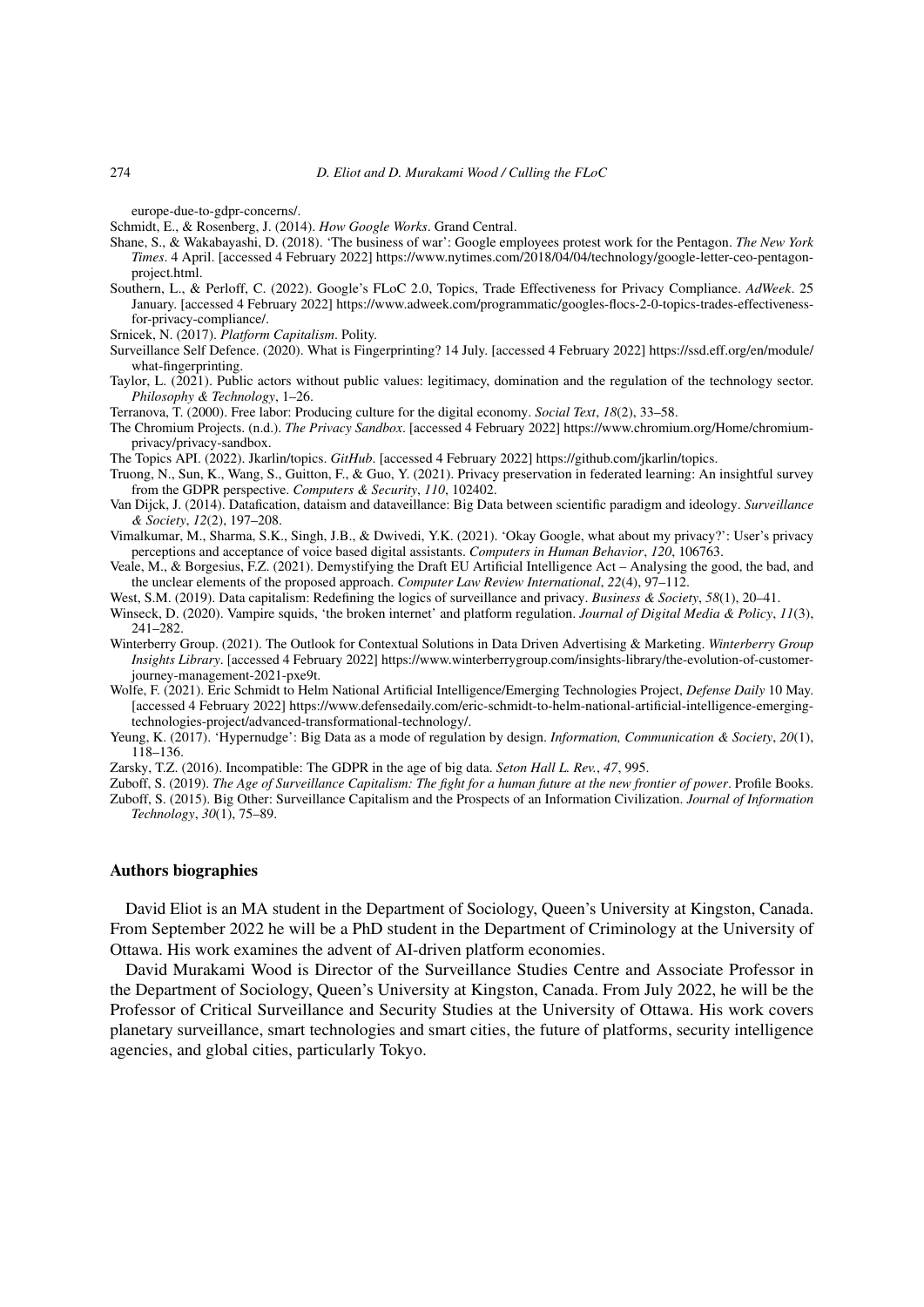europe-due-to-gdpr-concerns/.

Schmidt, E., & Rosenberg, J. (2014). *How Google Works*. Grand Central.

Shane, S., & Wakabayashi, D. (2018). 'The business of war': Google employees protest work for the Pentagon. *The New York Times*. 4 April. [accessed 4 February 2022] https://www.nytimes.com/2018/04/04/technology/google-letter-ceo-pentagon-project.html.

Southern, L., & Perloff, C. (2022). Google's FLoC 2.0, Topics, Trade Effectiveness for Privacy Compliance. *AdWeek*. 25 January. [accessed 4 February 2022] https://www.adweek.com/programmatic/googles-flocs-2-0-topics-trades-effectiveness-for-privacy-compliance/.

Srnicek, N. (2017). *Platform Capitalism*. Polity.

Surveillance Self Defence. (2020). What is Fingerprinting? 14 July. [accessed 4 February 2022] https://ssd.eff.org/en/module/what-fingerprinting.

Taylor, L. (2021). Public actors without public values: legitimacy, domination and the regulation of the technology sector. *Philosophy & Technology*, 1–26.

Terranova, T. (2000). Free labor: Producing culture for the digital economy. *Social Text*, *18*(2), 33–58.

The Chromium Projects. (n.d.). *The Privacy Sandbox*. [accessed 4 February 2022] https://www.chromium.org/Home/chromium-privacy/privacy-sandbox.

The Topics API. (2022). Jkarlin/topics. *GitHub*. [accessed 4 February 2022] https://github.com/jkarlin/topics.

Truong, N., Sun, K., Wang, S., Guitton, F., & Guo, Y. (2021). Privacy preservation in federated learning: An insightful survey from the GDPR perspective. *Computers & Security*, *110*, 102402.

Van Dijck, J. (2014). Datafication, dataism and dataveillance: Big Data between scientific paradigm and ideology. *Surveillance & Society*, *12*(2), 197–208.

Vimalkumar, M., Sharma, S.K., Singh, J.B., & Dwivedi, Y.K. (2021). 'Okay Google, what about my privacy?': User's privacy perceptions and acceptance of voice based digital assistants. *Computers in Human Behavior*, *120*, 106763.

Veale, M., & Borgesius, F.Z. (2021). Demystifying the Draft EU Artificial Intelligence Act – Analysing the good, the bad, and the unclear elements of the proposed approach. *Computer Law Review International*, *22*(4), 97–112.

West, S.M. (2019). Data capitalism: Redefining the logics of surveillance and privacy. *Business & Society*, *58*(1), 20–41.

Winseck, D. (2020). Vampire squids, 'the broken internet' and platform regulation. *Journal of Digital Media & Policy*, *11*(3), 241–282.

Winterberry Group. (2021). The Outlook for Contextual Solutions in Data Driven Advertising & Marketing. *Winterberry Group Insights Library*. [accessed 4 February 2022] https://www.winterberrygroup.com/insights-library/the-evolution-of-customer-journey-management-2021-pxe9t.

Wolfe, F. (2021). Eric Schmidt to Helm National Artificial Intelligence/Emerging Technologies Project, *Defense Daily* 10 May. [accessed 4 February 2022] https://www.defensedaily.com/eric-schmidt-to-helm-national-artificial-intelligence-emerging-technologies-project/advanced-transformational-technology/.

Yeung, K. (2017). 'Hypernudge': Big Data as a mode of regulation by design. *Information, Communication & Society*, *20*(1), 118–136.

Zarsky, T.Z. (2016). Incompatible: The GDPR in the age of big data. *Seton Hall L. Rev.*, *47*, 995.

Zuboff, S. (2019). *The Age of Surveillance Capitalism: The fight for a human future at the new frontier of power*. Profile Books.

Zuboff, S. (2015). Big Other: Surveillance Capitalism and the Prospects of an Information Civilization. *Journal of Information Technology*, *30*(1), 75–89.

## Authors biographies

David Eliot is an MA student in the Department of Sociology, Queen's University at Kingston, Canada. From September 2022 he will be a PhD student in the Department of Criminology at the University of Ottawa. His work examines the advent of AI-driven platform economies.

David Murakami Wood is Director of the Surveillance Studies Centre and Associate Professor in the Department of Sociology, Queen's University at Kingston, Canada. From July 2022, he will be the Professor of Critical Surveillance and Security Studies at the University of Ottawa. His work covers planetary surveillance, smart technologies and smart cities, the future of platforms, security intelligence agencies, and global cities, particularly Tokyo.